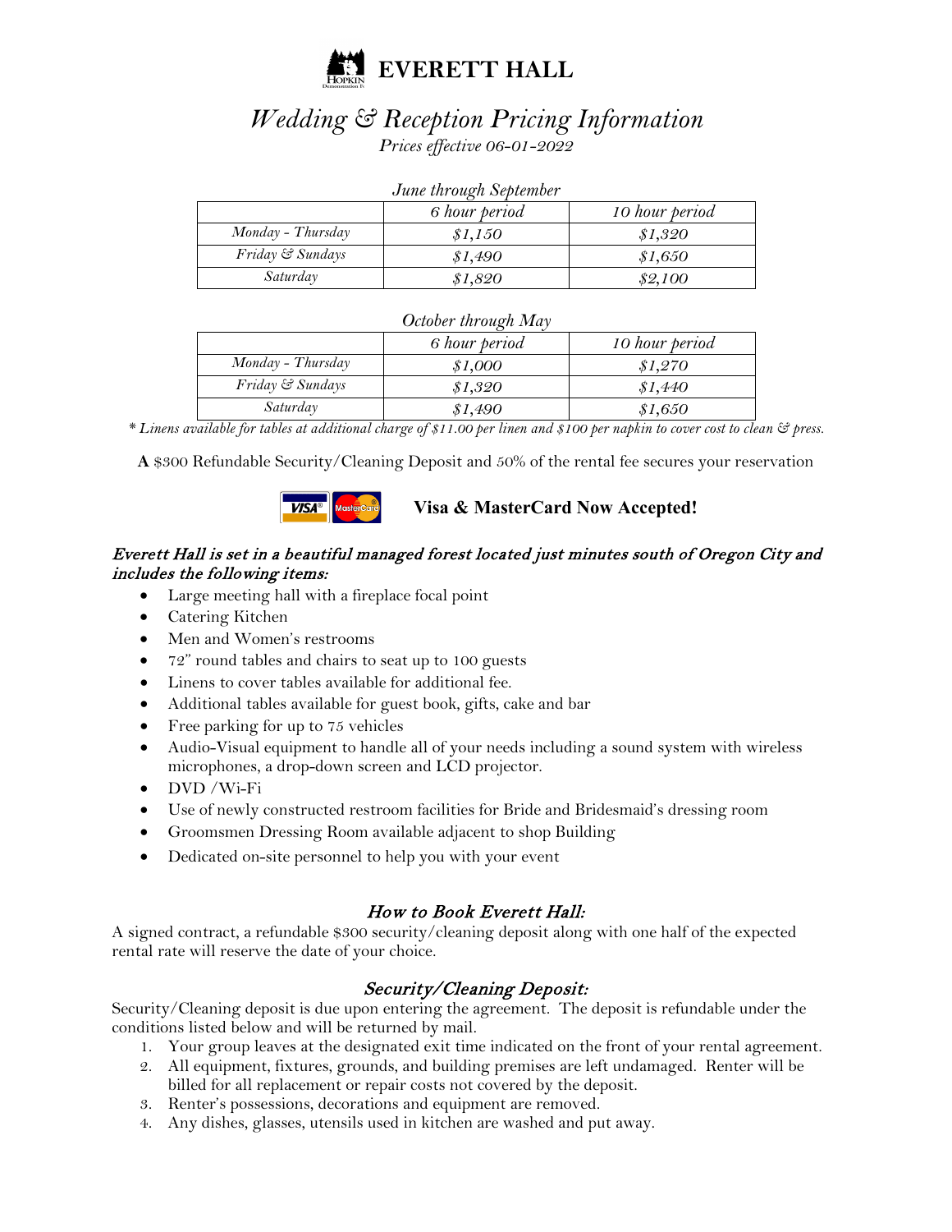# EVERETT HALL

## *Wedding & Reception Pricing Information*

*Prices effective 06-01-2022*

*June through September*

| | *6 hour period* | *10 hour period* |
|---|---|---|
| *Monday - Thursday* | *$1,150* | *$1,320* |
| *Friday & Sundays* | *$1,490* | *$1,650* |
| *Saturday* | *$1,820* | *$2,100* |

*October through May*

| | *6 hour period* | *10 hour period* |
|---|---|---|
| *Monday - Thursday* | *$1,000* | *$1,270* |
| *Friday & Sundays* | *$1,320* | *$1,440* |
| *Saturday* | *$1,490* | *$1,650* |

*\* Linens available for tables at additional charge of $11.00 per linen and $100 per napkin to cover cost to clean & press.*

**A** $300 Refundable Security/Cleaning Deposit and 50% of the rental fee secures your reservation

**Visa & MasterCard Now Accepted!**

*Everett Hall is set in a beautiful managed forest located just minutes south of Oregon City and includes the following items:*

- Large meeting hall with a fireplace focal point
- Catering Kitchen
- Men and Women's restrooms
- 72" round tables and chairs to seat up to 100 guests
- Linens to cover tables available for additional fee.
- Additional tables available for guest book, gifts, cake and bar
- Free parking for up to 75 vehicles
- Audio-Visual equipment to handle all of your needs including a sound system with wireless microphones, a drop-down screen and LCD projector.
- DVD /Wi-Fi
- Use of newly constructed restroom facilities for Bride and Bridesmaid's dressing room
- Groomsmen Dressing Room available adjacent to shop Building
- Dedicated on-site personnel to help you with your event

### *How to Book Everett Hall:*

A signed contract, a refundable $300 security/cleaning deposit along with one half of the expected rental rate will reserve the date of your choice.

### *Security/Cleaning Deposit:*

Security/Cleaning deposit is due upon entering the agreement. The deposit is refundable under the conditions listed below and will be returned by mail.

1. Your group leaves at the designated exit time indicated on the front of your rental agreement.
2. All equipment, fixtures, grounds, and building premises are left undamaged. Renter will be billed for all replacement or repair costs not covered by the deposit.
3. Renter's possessions, decorations and equipment are removed.
4. Any dishes, glasses, utensils used in kitchen are washed and put away.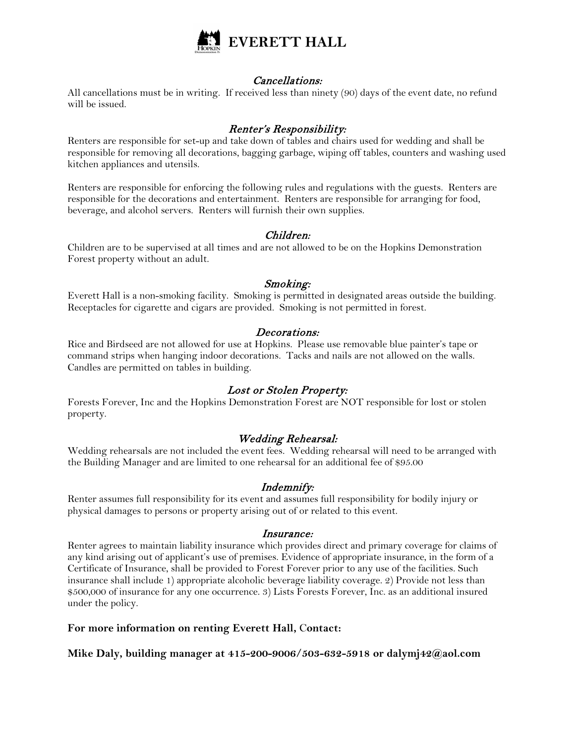# EVERETT HALL

### *Cancellations:*

All cancellations must be in writing. If received less than ninety (90) days of the event date, no refund will be issued.

### *Renter's Responsibility:*

Renters are responsible for set-up and take down of tables and chairs used for wedding and shall be responsible for removing all decorations, bagging garbage, wiping off tables, counters and washing used kitchen appliances and utensils.

Renters are responsible for enforcing the following rules and regulations with the guests. Renters are responsible for the decorations and entertainment. Renters are responsible for arranging for food, beverage, and alcohol servers. Renters will furnish their own supplies.

### *Children:*

Children are to be supervised at all times and are not allowed to be on the Hopkins Demonstration Forest property without an adult.

### *Smoking:*

Everett Hall is a non-smoking facility. Smoking is permitted in designated areas outside the building. Receptacles for cigarette and cigars are provided. Smoking is not permitted in forest.

### *Decorations:*

Rice and Birdseed are not allowed for use at Hopkins. Please use removable blue painter's tape or command strips when hanging indoor decorations. Tacks and nails are not allowed on the walls. Candles are permitted on tables in building.

### *Lost or Stolen Property:*

Forests Forever, Inc and the Hopkins Demonstration Forest are NOT responsible for lost or stolen property.

### *Wedding Rehearsal:*

Wedding rehearsals are not included the event fees. Wedding rehearsal will need to be arranged with the Building Manager and are limited to one rehearsal for an additional fee of $95.00

### *Indemnify:*

Renter assumes full responsibility for its event and assumes full responsibility for bodily injury or physical damages to persons or property arising out of or related to this event.

### *Insurance:*

Renter agrees to maintain liability insurance which provides direct and primary coverage for claims of any kind arising out of applicant's use of premises. Evidence of appropriate insurance, in the form of a Certificate of Insurance, shall be provided to Forest Forever prior to any use of the facilities. Such insurance shall include 1) appropriate alcoholic beverage liability coverage. 2) Provide not less than $500,000 of insurance for any one occurrence. 3) Lists Forests Forever, Inc. as an additional insured under the policy.

**For more information on renting Everett Hall, Contact:**

**Mike Daly, building manager at 415-200-9006/503-632-5918 or dalymj42@aol.com**